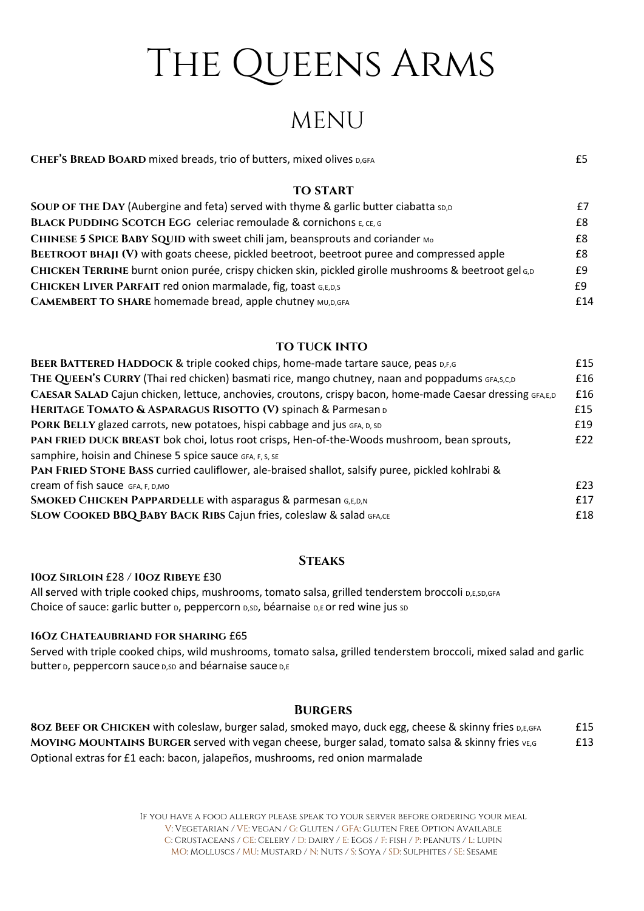# The Queens Arms

## Menu

**Chef's Bread Board** mixed breads, trio of butters, mixed olives D,GFA — £5

### TO START

**Soup of the Day** (Aubergine and feta) served with thyme & garlic butter ciabatta SD,D — £7
**Black Pudding Scotch Egg** celeriac remoulade & cornichons E, CE, G — £8
**Chinese 5 Spice Baby Squid** with sweet chili jam, beansprouts and coriander Mo — £8
**Beetroot Bhaji (V)** with goats cheese, pickled beetroot, beetroot puree and compressed apple — £8
**Chicken Terrine** burnt onion purée, crispy chicken skin, pickled girolle mushrooms & beetroot gel G,D — £9
**Chicken Liver Parfait** red onion marmalade, fig, toast G,E,D,S — £9
**Camembert to Share** homemade bread, apple chutney MU,D,GFA — £14

### TO TUCK INTO

**Beer Battered Haddock** & triple cooked chips, home-made tartare sauce, peas D,F,G — £15
**The Queen's Curry** (Thai red chicken) basmati rice, mango chutney, naan and poppadums GFA,S,C,D — £16
**Caesar Salad** Cajun chicken, lettuce, anchovies, croutons, crispy bacon, home-made Caesar dressing GFA,E,D — £16
**Heritage Tomato & Asparagus Risotto (V)** spinach & Parmesan D — £15
**Pork Belly** glazed carrots, new potatoes, hispi cabbage and jus GFA, D, SD — £19
**Pan Fried Duck Breast** bok choi, lotus root crisps, Hen-of-the-Woods mushroom, bean sprouts, samphire, hoisin and Chinese 5 spice sauce GFA, F, S, SE — £22
**Pan Fried Stone Bass** curried cauliflower, ale-braised shallot, salsify puree, pickled kohlrabi & cream of fish sauce GFA, F, D,MO — £23
**Smoked Chicken Pappardelle** with asparagus & parmesan G,E,D,N — £17
**Slow Cooked BBQ Baby Back Ribs** Cajun fries, coleslaw & salad GFA,CE — £18

### Steaks

**10oz Sirloin** £28 / **10oz Ribeye** £30

All served with triple cooked chips, mushrooms, tomato salsa, grilled tenderstem broccoli D,E,SD,GFA
Choice of sauce: garlic butter D, peppercorn D,SD, béarnaise D,E or red wine jus SD

**16Oz Chateaubriand for sharing** £65

Served with triple cooked chips, wild mushrooms, tomato salsa, grilled tenderstem broccoli, mixed salad and garlic butter D, peppercorn sauce D,SD and béarnaise sauce D,E

### Burgers

**8oz Beef or Chicken** with coleslaw, burger salad, smoked mayo, duck egg, cheese & skinny fries D,E,GFA — £15
**Moving Mountains Burger** served with vegan cheese, burger salad, tomato salsa & skinny fries VE,G — £13
Optional extras for £1 each: bacon, jalapeños, mushrooms, red onion marmalade

If you have a food allergy please speak to your server before ordering your meal
V: Vegetarian / VE: Vegan / G: Gluten / GFA: Gluten Free Option Available
C: Crustaceans / CE: Celery / D: Dairy / E: Eggs / F: Fish / P: Peanuts / L: Lupin
MO: Molluscs / MU: Mustard / N: Nuts / S: Soya / SD: Sulphites / SE: Sesame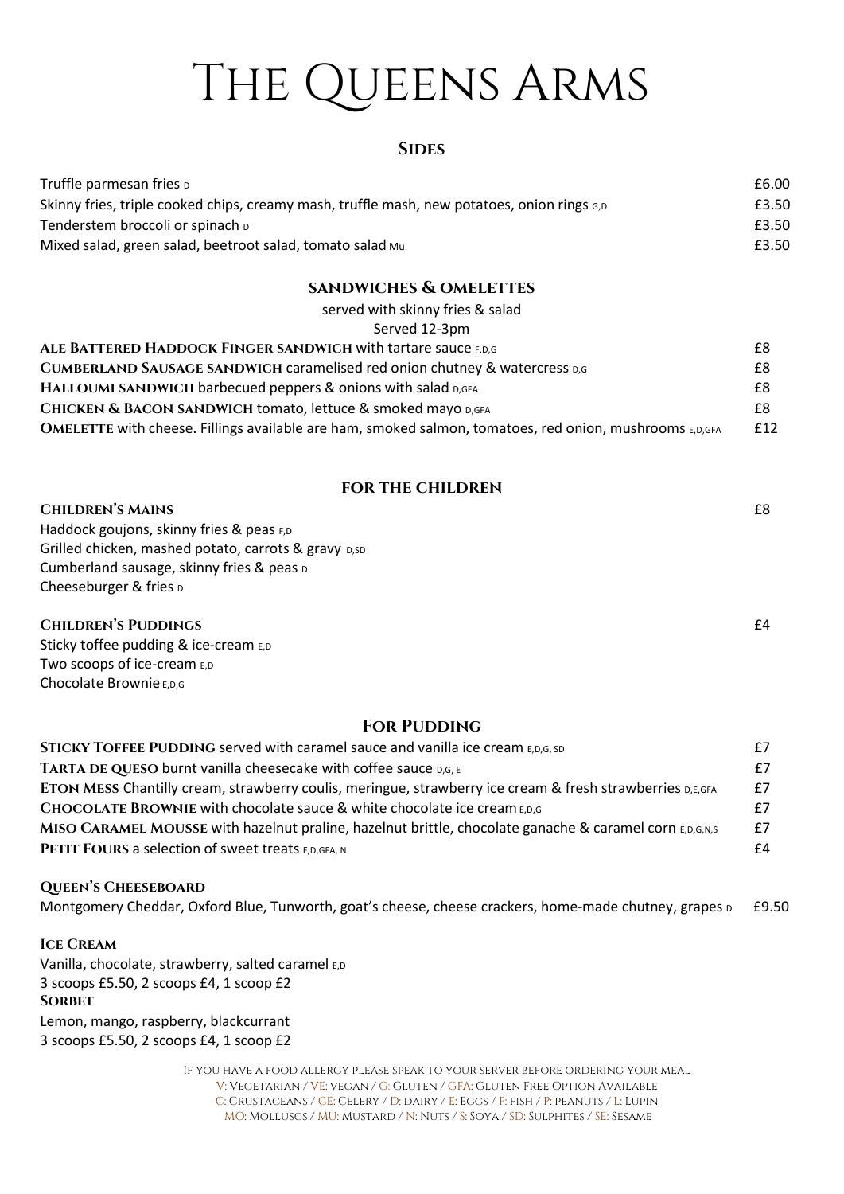# The Queens Arms

## Sides

| | |
|---|---|
| Truffle parmesan fries D | £6.00 |
| Skinny fries, triple cooked chips, creamy mash, truffle mash, new potatoes, onion rings G,D | £3.50 |
| Tenderstem broccoli or spinach D | £3.50 |
| Mixed salad, green salad, beetroot salad, tomato salad Mu | £3.50 |

## Sandwiches & Omelettes

served with skinny fries & salad

Served 12-3pm

| | |
|---|---|
| **Ale Battered Haddock Finger Sandwich** with tartare sauce F,D,G | £8 |
| **Cumberland Sausage Sandwich** caramelised red onion chutney & watercress D,G | £8 |
| **Halloumi Sandwich** barbecued peppers & onions with salad D,GFA | £8 |
| **Chicken & Bacon Sandwich** tomato, lettuce & smoked mayo D,GFA | £8 |
| **Omelette** with cheese. Fillings available are ham, smoked salmon, tomatoes, red onion, mushrooms E,D,GFA | £12 |

## For the Children

**Children's Mains** £8

Haddock goujons, skinny fries & peas F,D
Grilled chicken, mashed potato, carrots & gravy D,SD
Cumberland sausage, skinny fries & peas D
Cheeseburger & fries D

**Children's Puddings** £4

Sticky toffee pudding & ice-cream E,D
Two scoops of ice-cream E,D
Chocolate Brownie E,D,G

## For Pudding

| | |
|---|---|
| **Sticky Toffee Pudding** served with caramel sauce and vanilla ice cream E,D,G, SD | £7 |
| **Tarta de Queso** burnt vanilla cheesecake with coffee sauce D,G, E | £7 |
| **Eton Mess** Chantilly cream, strawberry coulis, meringue, strawberry ice cream & fresh strawberries D,E,GFA | £7 |
| **Chocolate Brownie** with chocolate sauce & white chocolate ice cream E,D,G | £7 |
| **Miso Caramel Mousse** with hazelnut praline, hazelnut brittle, chocolate ganache & caramel corn E,D,G,N,S | £7 |
| **Petit Fours** a selection of sweet treats E,D,GFA, N | £4 |

**Queen's Cheeseboard**

Montgomery Cheddar, Oxford Blue, Tunworth, goat's cheese, cheese crackers, home-made chutney, grapes D £9.50

**Ice Cream**

Vanilla, chocolate, strawberry, salted caramel E,D
3 scoops £5.50, 2 scoops £4, 1 scoop £2

**Sorbet**

Lemon, mango, raspberry, blackcurrant
3 scoops £5.50, 2 scoops £4, 1 scoop £2

If you have a food allergy please speak to your server before ordering your meal
V: Vegetarian / VE: Vegan / G: Gluten / GFA: Gluten Free Option Available
C: Celery / CE: Celery / D: Dairy / E: Eggs / F: Fish / P: Peanuts / L: Lupin
MO: Molluscs / MU: Mustard / N: Nuts / S: Soya / SD: Sulphites / SE: Sesame